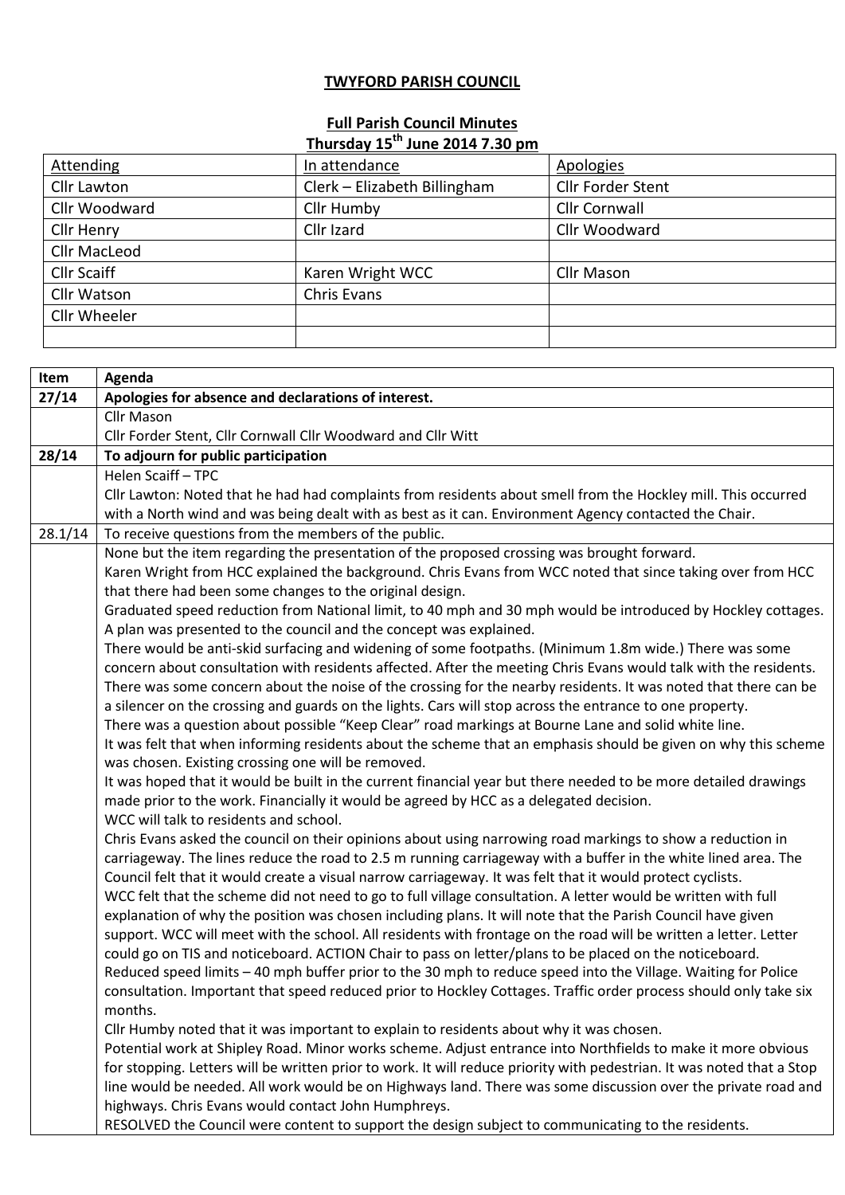# TWYFORD PARISH COUNCIL

## Full Parish Council Minutes

### Thursday 15th June 2014 7.30 pm

| Attending | In attendance | Apologies |
|---|---|---|
| Cllr Lawton | Clerk – Elizabeth Billingham | Cllr Forder Stent |
| Cllr Woodward | Cllr Humby | Cllr Cornwall |
| Cllr Henry | Cllr Izard | Cllr Woodward |
| Cllr MacLeod | | |
| Cllr Scaiff | Karen Wright WCC | Cllr Mason |
| Cllr Watson | Chris Evans | |
| Cllr Wheeler | | |
| | | |

| Item | Agenda |
|---|---|
| **27/14** | **Apologies for absence and declarations of interest.** |
| | Cllr Mason<br>Cllr Forder Stent, Cllr Cornwall Cllr Woodward and Cllr Witt |
| **28/14** | **To adjourn for public participation** |
| | Helen Scaiff – TPC<br>Cllr Lawton: Noted that he had had complaints from residents about smell from the Hockley mill. This occurred with a North wind and was being dealt with as best as it can. Environment Agency contacted the Chair. |
| 28.1/14 | To receive questions from the members of the public. |
| | None but the item regarding the presentation of the proposed crossing was brought forward.<br>Karen Wright from HCC explained the background. Chris Evans from WCC noted that since taking over from HCC that there had been some changes to the original design.<br>Graduated speed reduction from National limit, to 40 mph and 30 mph would be introduced by Hockley cottages.<br>A plan was presented to the council and the concept was explained.<br>There would be anti-skid surfacing and widening of some footpaths. (Minimum 1.8m wide.) There was some concern about consultation with residents affected. After the meeting Chris Evans would talk with the residents.<br>There was some concern about the noise of the crossing for the nearby residents. It was noted that there can be a silencer on the crossing and guards on the lights. Cars will stop across the entrance to one property.<br>There was a question about possible "Keep Clear" road markings at Bourne Lane and solid white line.<br>It was felt that when informing residents about the scheme that an emphasis should be given on why this scheme was chosen. Existing crossing one will be removed.<br>It was hoped that it would be built in the current financial year but there needed to be more detailed drawings made prior to the work. Financially it would be agreed by HCC as a delegated decision.<br>WCC will talk to residents and school.<br>Chris Evans asked the council on their opinions about using narrowing road markings to show a reduction in carriageway. The lines reduce the road to 2.5 m running carriageway with a buffer in the white lined area. The Council felt that it would create a visual narrow carriageway. It was felt that it would protect cyclists.<br>WCC felt that the scheme did not need to go to full village consultation. A letter would be written with full explanation of why the position was chosen including plans. It will note that the Parish Council have given support. WCC will meet with the school. All residents with frontage on the road will be written a letter. Letter could go on TIS and noticeboard. ACTION Chair to pass on letter/plans to be placed on the noticeboard.<br>Reduced speed limits – 40 mph buffer prior to the 30 mph to reduce speed into the Village. Waiting for Police consultation. Important that speed reduced prior to Hockley Cottages. Traffic order process should only take six months.<br>Cllr Humby noted that it was important to explain to residents about why it was chosen.<br>Potential work at Shipley Road. Minor works scheme. Adjust entrance into Northfields to make it more obvious for stopping. Letters will be written prior to work. It will reduce priority with pedestrian. It was noted that a Stop line would be needed. All work would be on Highways land. There was some discussion over the private road and highways. Chris Evans would contact John Humphreys.<br>RESOLVED the Council were content to support the design subject to communicating to the residents. |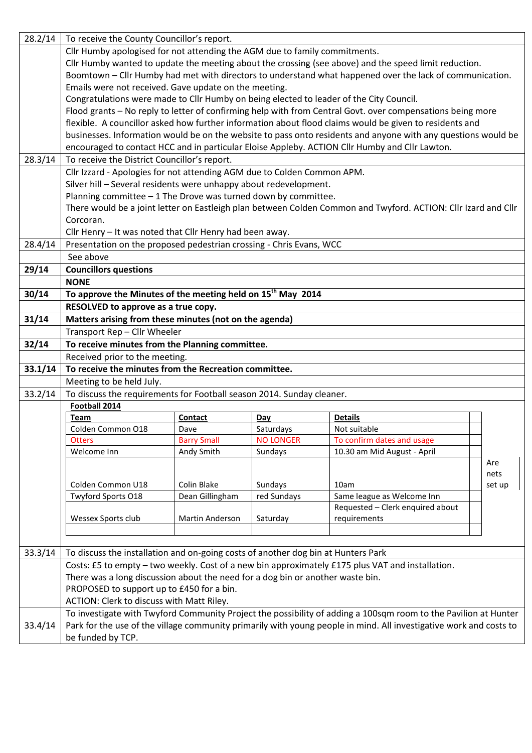| | |
|---|---|
| 28.2/14 | To receive the County Councillor's report. |
| | Cllr Humby apologised for not attending the AGM due to family commitments.<br>Cllr Humby wanted to update the meeting about the crossing (see above) and the speed limit reduction.<br>Boomtown – Cllr Humby had met with directors to understand what happened over the lack of communication. Emails were not received. Gave update on the meeting.<br>Congratulations were made to Cllr Humby on being elected to leader of the City Council.<br>Flood grants – No reply to letter of confirming help with from Central Govt. over compensations being more flexible. A councillor asked how further information about flood claims would be given to residents and businesses. Information would be on the website to pass onto residents and anyone with any questions would be encouraged to contact HCC and in particular Eloise Appleby. ACTION Cllr Humby and Cllr Lawton. |
| 28.3/14 | To receive the District Councillor's report. |
| | Cllr Izzard - Apologies for not attending AGM due to Colden Common APM.<br>Silver hill – Several residents were unhappy about redevelopment.<br>Planning committee – 1 The Drove was turned down by committee.<br>There would be a joint letter on Eastleigh plan between Colden Common and Twyford. ACTION: Cllr Izard and Cllr Corcoran.<br>Cllr Henry – It was noted that Cllr Henry had been away. |
| 28.4/14 | Presentation on the proposed pedestrian crossing - Chris Evans, WCC |
| | See above |
| **29/14** | **Councillors questions** |
| | **NONE** |
| **30/14** | **To approve the Minutes of the meeting held on 15th May 2014** |
| | **RESOLVED to approve as a true copy.** |
| **31/14** | **Matters arising from these minutes (not on the agenda)** |
| | Transport Rep – Cllr Wheeler |
| **32/14** | **To receive minutes from the Planning committee.** |
| | Received prior to the meeting. |
| **33.1/14** | **To receive the minutes from the Recreation committee.** |
| | Meeting to be held July. |
| 33.2/14 | To discuss the requirements for Football season 2014. Sunday cleaner. |

**Football 2014**

| Team | Contact | Day | Details | | |
|---|---|---|---|---|---|
| Colden Common O18 | Dave | Saturdays | Not suitable | | |
| Otters | Barry Small | NO LONGER | To confirm dates and usage | | |
| Welcome Inn | Andy Smith | Sundays | 10.30 am Mid August - April | | |
| Colden Common U18 | Colin Blake | Sundays | 10am | | Are nets set up |
| Twyford Sports O18 | Dean Gillingham | red Sundays | Same league as Welcome Inn | | |
| Wessex Sports club | Martin Anderson | Saturday | Requested – Clerk enquired about requirements | | |
| | | | | | |

| | |
|---|---|
| 33.3/14 | To discuss the installation and on-going costs of another dog bin at Hunters Park |
| | Costs: £5 to empty – two weekly. Cost of a new bin approximately £175 plus VAT and installation.<br>There was a long discussion about the need for a dog bin or another waste bin.<br>PROPOSED to support up to £450 for a bin.<br>ACTION: Clerk to discuss with Matt Riley. |
| 33.4/14 | To investigate with Twyford Community Project the possibility of adding a 100sqm room to the Pavilion at Hunter Park for the use of the village community primarily with young people in mind. All investigative work and costs to be funded by TCP. |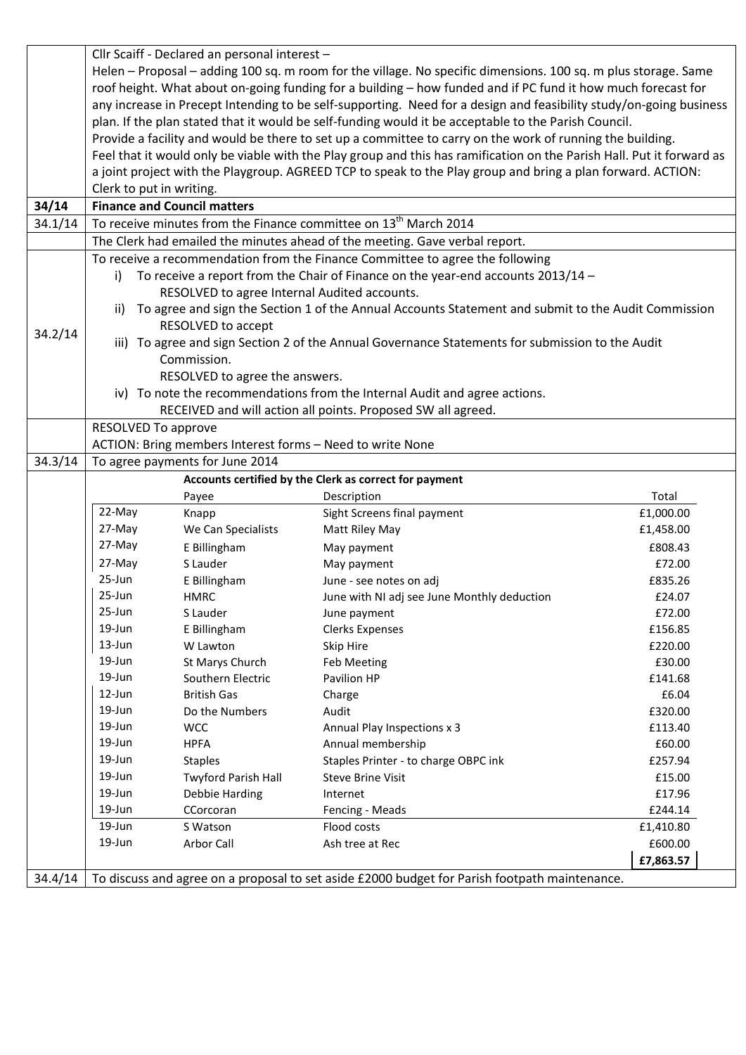| | |
|---|---|
| | Cllr Scaiff - Declared an personal interest –<br>Helen – Proposal – adding 100 sq. m room for the village. No specific dimensions. 100 sq. m plus storage. Same roof height. What about on-going funding for a building – how funded and if PC fund it how much forecast for any increase in Precept Intending to be self-supporting. Need for a design and feasibility study/on-going business plan. If the plan stated that it would be self-funding would it be acceptable to the Parish Council.<br>Provide a facility and would be there to set up a committee to carry on the work of running the building.<br>Feel that it would only be viable with the Play group and this has ramification on the Parish Hall. Put it forward as a joint project with the Playgroup. AGREED TCP to speak to the Play group and bring a plan forward. ACTION: Clerk to put in writing. |
| **34/14** | **Finance and Council matters** |
| 34.1/14 | To receive minutes from the Finance committee on 13th March 2014 |
| | The Clerk had emailed the minutes ahead of the meeting. Gave verbal report. |
| 34.2/14 | To receive a recommendation from the Finance Committee to agree the following<br>i) To receive a report from the Chair of Finance on the year-end accounts 2013/14 –<br>RESOLVED to agree Internal Audited accounts.<br>ii) To agree and sign the Section 1 of the Annual Accounts Statement and submit to the Audit Commission<br>RESOLVED to accept<br>iii) To agree and sign Section 2 of the Annual Governance Statements for submission to the Audit Commission.<br>RESOLVED to agree the answers.<br>iv) To note the recommendations from the Internal Audit and agree actions.<br>RECEIVED and will action all points. Proposed SW all agreed. |
| | RESOLVED To approve<br>ACTION: Bring members Interest forms – Need to write None |
| 34.3/14 | To agree payments for June 2014 |

**Accounts certified by the Clerk as correct for payment**

| | Payee | Description | Total |
|---|---|---|---|
| 22-May | Knapp | Sight Screens final payment | £1,000.00 |
| 27-May | We Can Specialists | Matt Riley May | £1,458.00 |
| 27-May | E Billingham | May payment | £808.43 |
| 27-May | S Lauder | May payment | £72.00 |
| 25-Jun | E Billingham | June - see notes on adj | £835.26 |
| 25-Jun | HMRC | June with NI adj see June Monthly deduction | £24.07 |
| 25-Jun | S Lauder | June payment | £72.00 |
| 19-Jun | E Billingham | Clerks Expenses | £156.85 |
| 13-Jun | W Lawton | Skip Hire | £220.00 |
| 19-Jun | St Marys Church | Feb Meeting | £30.00 |
| 19-Jun | Southern Electric | Pavilion HP | £141.68 |
| 12-Jun | British Gas | Charge | £6.04 |
| 19-Jun | Do the Numbers | Audit | £320.00 |
| 19-Jun | WCC | Annual Play Inspections x 3 | £113.40 |
| 19-Jun | HPFA | Annual membership | £60.00 |
| 19-Jun | Staples | Staples Printer - to charge OBPC ink | £257.94 |
| 19-Jun | Twyford Parish Hall | Steve Brine Visit | £15.00 |
| 19-Jun | Debbie Harding | Internet | £17.96 |
| 19-Jun | CCorcoran | Fencing - Meads | £244.14 |
| 19-Jun | S Watson | Flood costs | £1,410.80 |
| 19-Jun | Arbor Call | Ash tree at Rec | £600.00 |
| | | | **£7,863.57** |

| | |
|---|---|
| 34.4/14 | To discuss and agree on a proposal to set aside £2000 budget for Parish footpath maintenance. |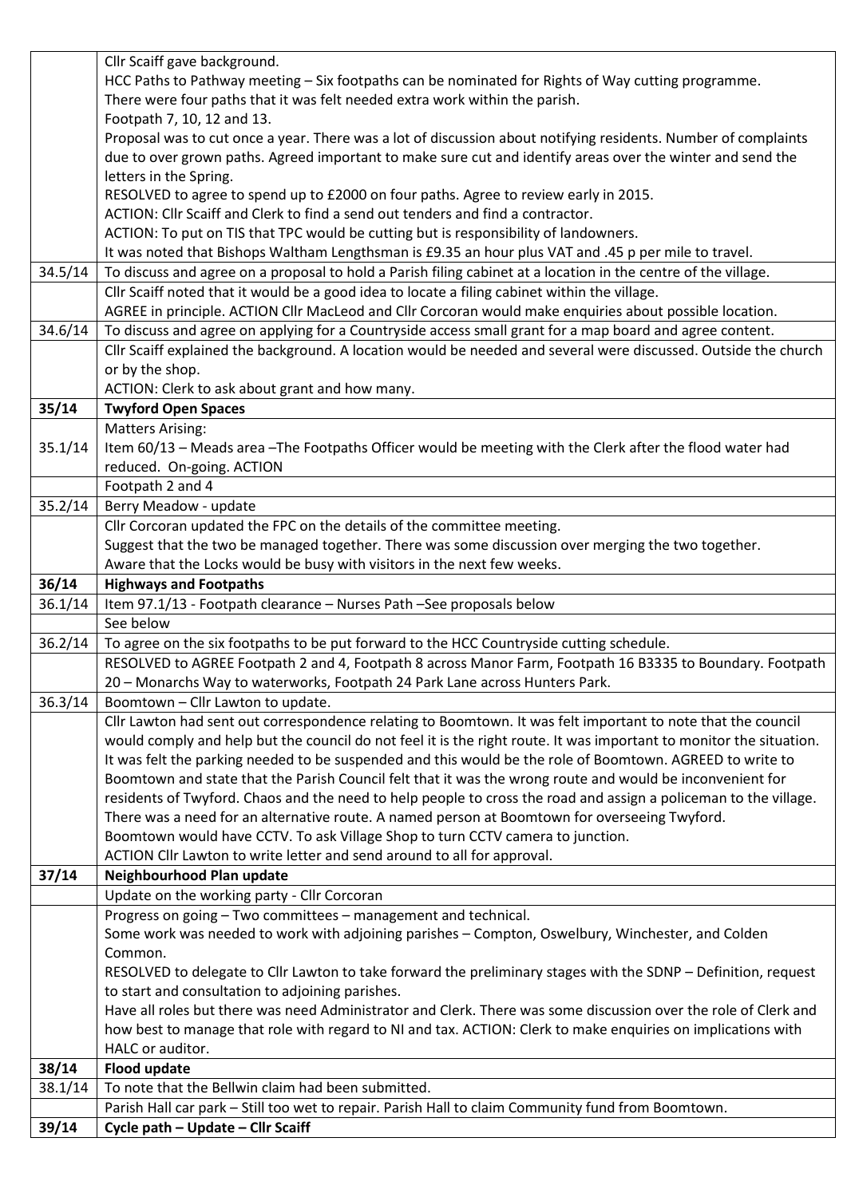| | |
|---|---|
| | Cllr Scaiff gave background.<br>HCC Paths to Pathway meeting – Six footpaths can be nominated for Rights of Way cutting programme.<br>There were four paths that it was felt needed extra work within the parish.<br>Footpath 7, 10, 12 and 13.<br>Proposal was to cut once a year. There was a lot of discussion about notifying residents. Number of complaints due to over grown paths. Agreed important to make sure cut and identify areas over the winter and send the letters in the Spring.<br>RESOLVED to agree to spend up to £2000 on four paths. Agree to review early in 2015.<br>ACTION: Cllr Scaiff and Clerk to find a send out tenders and find a contractor.<br>ACTION: To put on TIS that TPC would be cutting but is responsibility of landowners.<br>It was noted that Bishops Waltham Lengthsman is £9.35 an hour plus VAT and .45 p per mile to travel. |
| 34.5/14 | To discuss and agree on a proposal to hold a Parish filing cabinet at a location in the centre of the village. |
| | Cllr Scaiff noted that it would be a good idea to locate a filing cabinet within the village.<br>AGREE in principle. ACTION Cllr MacLeod and Cllr Corcoran would make enquiries about possible location. |
| 34.6/14 | To discuss and agree on applying for a Countryside access small grant for a map board and agree content. |
| | Cllr Scaiff explained the background. A location would be needed and several were discussed. Outside the church or by the shop.<br>ACTION: Clerk to ask about grant and how many. |
| **35/14** | **Twyford Open Spaces** |
| 35.1/14 | Matters Arising:<br>Item 60/13 – Meads area –The Footpaths Officer would be meeting with the Clerk after the flood water had reduced. On-going. ACTION |
| | Footpath 2 and 4 |
| 35.2/14 | Berry Meadow - update |
| | Cllr Corcoran updated the FPC on the details of the committee meeting.<br>Suggest that the two be managed together. There was some discussion over merging the two together.<br>Aware that the Locks would be busy with visitors in the next few weeks. |
| **36/14** | **Highways and Footpaths** |
| 36.1/14 | Item 97.1/13 - Footpath clearance – Nurses Path –See proposals below |
| | See below |
| 36.2/14 | To agree on the six footpaths to be put forward to the HCC Countryside cutting schedule. |
| | RESOLVED to AGREE Footpath 2 and 4, Footpath 8 across Manor Farm, Footpath 16 B3335 to Boundary. Footpath 20 – Monarchs Way to waterworks, Footpath 24 Park Lane across Hunters Park. |
| 36.3/14 | Boomtown – Cllr Lawton to update. |
| | Cllr Lawton had sent out correspondence relating to Boomtown. It was felt important to note that the council would comply and help but the council do not feel it is the right route. It was important to monitor the situation. It was felt the parking needed to be suspended and this would be the role of Boomtown. AGREED to write to Boomtown and state that the Parish Council felt that it was the wrong route and would be inconvenient for residents of Twyford. Chaos and the need to help people to cross the road and assign a policeman to the village. There was a need for an alternative route. A named person at Boomtown for overseeing Twyford.<br>Boomtown would have CCTV. To ask Village Shop to turn CCTV camera to junction.<br>ACTION Cllr Lawton to write letter and send around to all for approval. |
| **37/14** | **Neighbourhood Plan update** |
| | Update on the working party - Cllr Corcoran |
| | Progress on going – Two committees – management and technical.<br>Some work was needed to work with adjoining parishes – Compton, Oswelbury, Winchester, and Colden Common.<br>RESOLVED to delegate to Cllr Lawton to take forward the preliminary stages with the SDNP – Definition, request to start and consultation to adjoining parishes.<br>Have all roles but there was need Administrator and Clerk. There was some discussion over the role of Clerk and how best to manage that role with regard to NI and tax. ACTION: Clerk to make enquiries on implications with HALC or auditor. |
| **38/14** | **Flood update** |
| 38.1/14 | To note that the Bellwin claim had been submitted. |
| | Parish Hall car park – Still too wet to repair. Parish Hall to claim Community fund from Boomtown. |
| **39/14** | **Cycle path – Update – Cllr Scaiff** |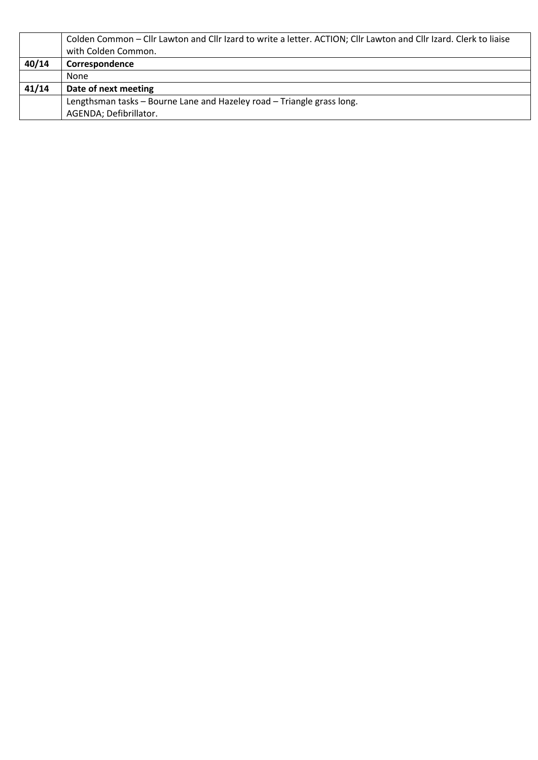| | |
|---|---|
| | Colden Common – Cllr Lawton and Cllr Izard to write a letter. ACTION; Cllr Lawton and Cllr Izard. Clerk to liaise with Colden Common. |
| **40/14** | **Correspondence** |
| | None |
| **41/14** | **Date of next meeting** |
| | Lengthsman tasks – Bourne Lane and Hazeley road – Triangle grass long.<br>AGENDA; Defibrillator. |